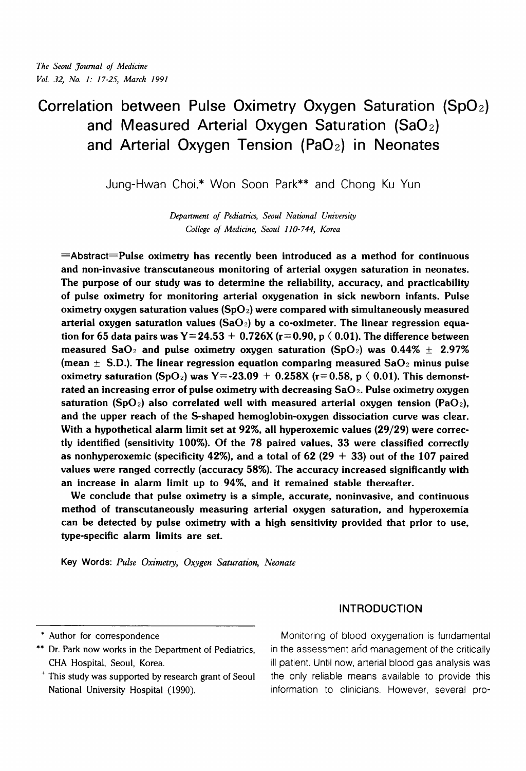# Correlation between Pulse Oximetry Oxygen Saturation ($SpO_2$) and Measured Arterial Oxygen Saturation ($SaO_2$) and Arterial Oxygen Tension ($PaO_2$) in Neonates

Jung-Hwan Choi,* Won Soon Park** and Chong Ku Yun

*Department of Pediatrics, Seoul National University College of Medicine, Seoul 110-744, Korea*

**=Abstract=Pulse oximetry has recently been introduced as a method for continuous and non-invasive transcutaneous monitoring of arterial oxygen saturation in neonates. The purpose of our study was to determine the reliability, accuracy, and practicability of pulse oximetry for monitoring arterial oxygenation in sick newborn infants. Pulse oximetry oxygen saturation values ($SpO_2$) were compared with simultaneously measured arterial oxygen saturation values ($SaO_2$) by a co-oximeter. The linear regression equation for 65 data pairs was $Y=24.53 + 0.726X$ ($r=0.90$, $p < 0.01$). The difference between measured $SaO_2$ and pulse oximetry oxygen saturation ($SpO_2$) was $0.44\% \pm 2.97\%$ (mean $\pm$ S.D.). The linear regression equation comparing measured $SaO_2$ minus pulse oximetry saturation ($SpO_2$) was $Y=-23.09 + 0.258X$ ($r=0.58$, $p < 0.01$). This demonstrated an increasing error of pulse oximetry with decreasing $SaO_2$. Pulse oximetry oxygen saturation ($SpO_2$) also correlated well with measured arterial oxygen tension ($PaO_2$), and the upper reach of the S-shaped hemoglobin-oxygen dissociation curve was clear. With a hypothetical alarm limit set at 92%, all hyperoxemic values (29/29) were correctly identified (sensitivity 100%). Of the 78 paired values, 33 were classified correctly as nonhyperoxemic (specificity 42%), and a total of 62 (29 + 33) out of the 107 paired values were ranged correctly (accuracy 58%). The accuracy increased significantly with an increase in alarm limit up to 94%, and it remained stable thereafter.**

**We conclude that pulse oximetry is a simple, accurate, noninvasive, and continuous method of transcutaneously measuring arterial oxygen saturation, and hyperoxemia can be detected by pulse oximetry with a high sensitivity provided that prior to use, type-specific alarm limits are set.**

Key Words: *Pulse Oximetry, Oxygen Saturation, Neonate*

## INTRODUCTION

Monitoring of blood oxygenation is fundamental in the assessment and management of the critically ill patient. Until now, arterial blood gas analysis was the only reliable means available to provide this information to clinicians. However, several pro-

---

\* Author for correspondence

\*\* Dr. Park now works in the Department of Pediatrics, CHA Hospital, Seoul, Korea.

\+ This study was supported by research grant of Seoul National University Hospital (1990).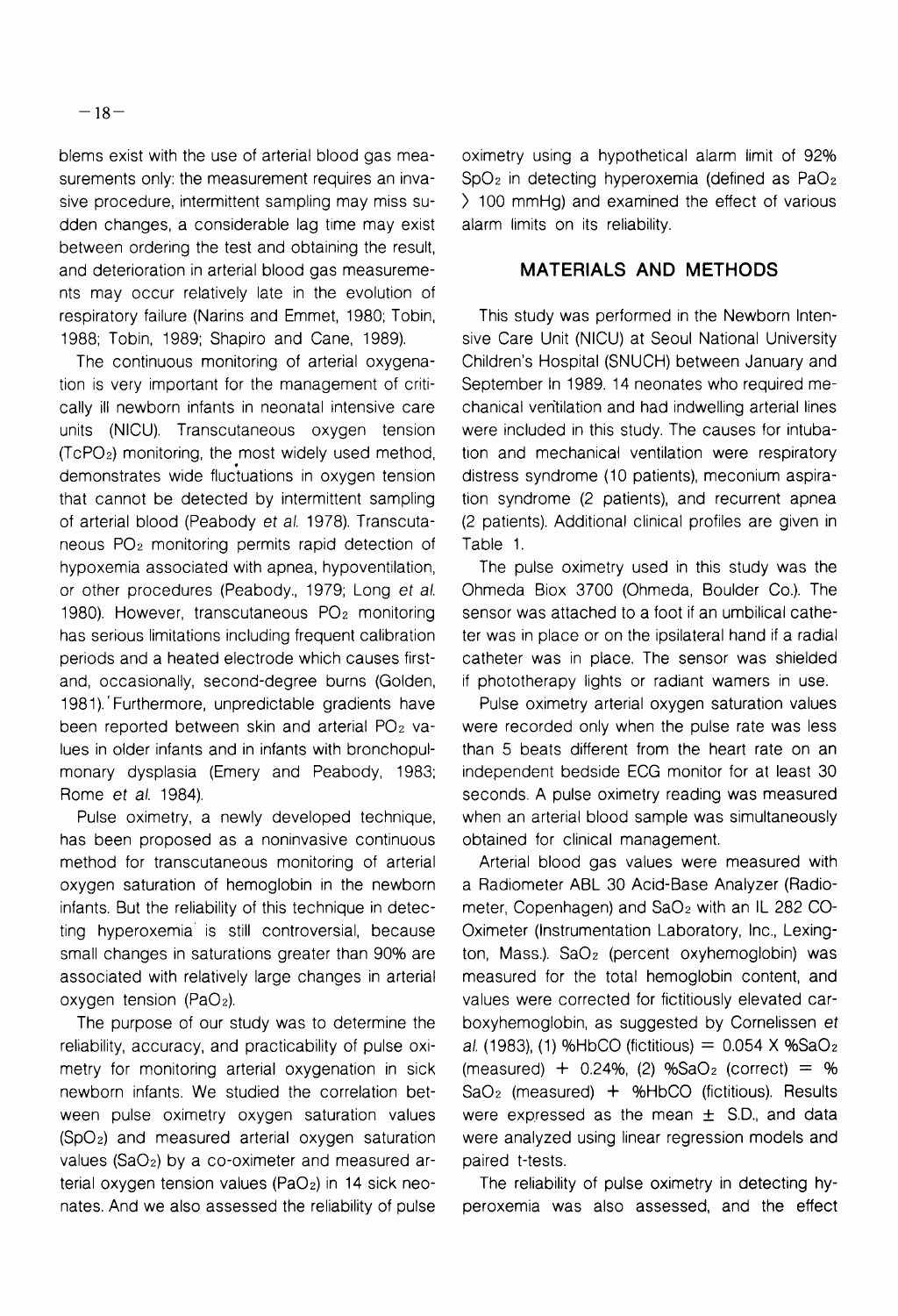blems exist with the use of arterial blood gas measurements only: the measurement requires an invasive procedure, intermittent sampling may miss sudden changes, a considerable lag time may exist between ordering the test and obtaining the result, and deterioration in arterial blood gas measurements may occur relatively late in the evolution of respiratory failure (Narins and Emmet, 1980; Tobin, 1988; Tobin, 1989; Shapiro and Cane, 1989).

The continuous monitoring of arterial oxygenation is very important for the management of critically ill newborn infants in neonatal intensive care units (NICU). Transcutaneous oxygen tension ($TcPO_2$) monitoring, the most widely used method, demonstrates wide fluctuations in oxygen tension that cannot be detected by intermittent sampling of arterial blood (Peabody *et al.* 1978). Transcutaneous $PO_2$ monitoring permits rapid detection of hypoxemia associated with apnea, hypoventilation, or other procedures (Peabody., 1979; Long *et al.* 1980). However, transcutaneous $PO_2$ monitoring has serious limitations including frequent calibration periods and a heated electrode which causes first- and, occasionally, second-degree burns (Golden, 1981). Furthermore, unpredictable gradients have been reported between skin and arterial $PO_2$ values in older infants and in infants with bronchopulmonary dysplasia (Emery and Peabody, 1983; Rome *et al.* 1984).

Pulse oximetry, a newly developed technique, has been proposed as a noninvasive continuous method for transcutaneous monitoring of arterial oxygen saturation of hemoglobin in the newborn infants. But the reliability of this technique in detecting hyperoxemia is still controversial, because small changes in saturations greater than 90% are associated with relatively large changes in arterial oxygen tension ($PaO_2$).

The purpose of our study was to determine the reliability, accuracy, and practicability of pulse oximetry for monitoring arterial oxygenation in sick newborn infants. We studied the correlation between pulse oximetry oxygen saturation values ($SpO_2$) and measured arterial oxygen saturation values ($SaO_2$) by a co-oximeter and measured arterial oxygen tension values ($PaO_2$) in 14 sick neonates. And we also assessed the reliability of pulse oximetry using a hypothetical alarm limit of 92% $SpO_2$ in detecting hyperoxemia (defined as $PaO_2$ > 100 mmHg) and examined the effect of various alarm limits on its reliability.

## MATERIALS AND METHODS

This study was performed in the Newborn Intensive Care Unit (NICU) at Seoul National University Children's Hospital (SNUCH) between January and September In 1989. 14 neonates who required mechanical ventilation and had indwelling arterial lines were included in this study. The causes for intubation and mechanical ventilation were respiratory distress syndrome (10 patients), meconium aspiration syndrome (2 patients), and recurrent apnea (2 patients). Additional clinical profiles are given in Table 1.

The pulse oximetry used in this study was the Ohmeda Biox 3700 (Ohmeda, Boulder Co.). The sensor was attached to a foot if an umbilical catheter was in place or on the ipsilateral hand if a radial catheter was in place. The sensor was shielded if phototherapy lights or radiant wamers in use.

Pulse oximetry arterial oxygen saturation values were recorded only when the pulse rate was less than 5 beats different from the heart rate on an independent bedside ECG monitor for at least 30 seconds. A pulse oximetry reading was measured when an arterial blood sample was simultaneously obtained for clinical management.

Arterial blood gas values were measured with a Radiometer ABL 30 Acid-Base Analyzer (Radiometer, Copenhagen) and $SaO_2$ with an IL 282 CO-Oximeter (Instrumentation Laboratory, Inc., Lexington, Mass.). $SaO_2$ (percent oxyhemoglobin) was measured for the total hemoglobin content, and values were corrected for fictitiously elevated carboxyhemoglobin, as suggested by Cornelissen *et al.* (1983), (1) %HbCO (fictitious) = 0.054 X $\%SaO_2$ (measured) + 0.24%, (2) $\%SaO_2$ (correct) = $\%SaO_2$ (measured) + %HbCO (fictitious). Results were expressed as the mean ± S.D., and data were analyzed using linear regression models and paired t-tests.

The reliability of pulse oximetry in detecting hyperoxemia was also assessed, and the effect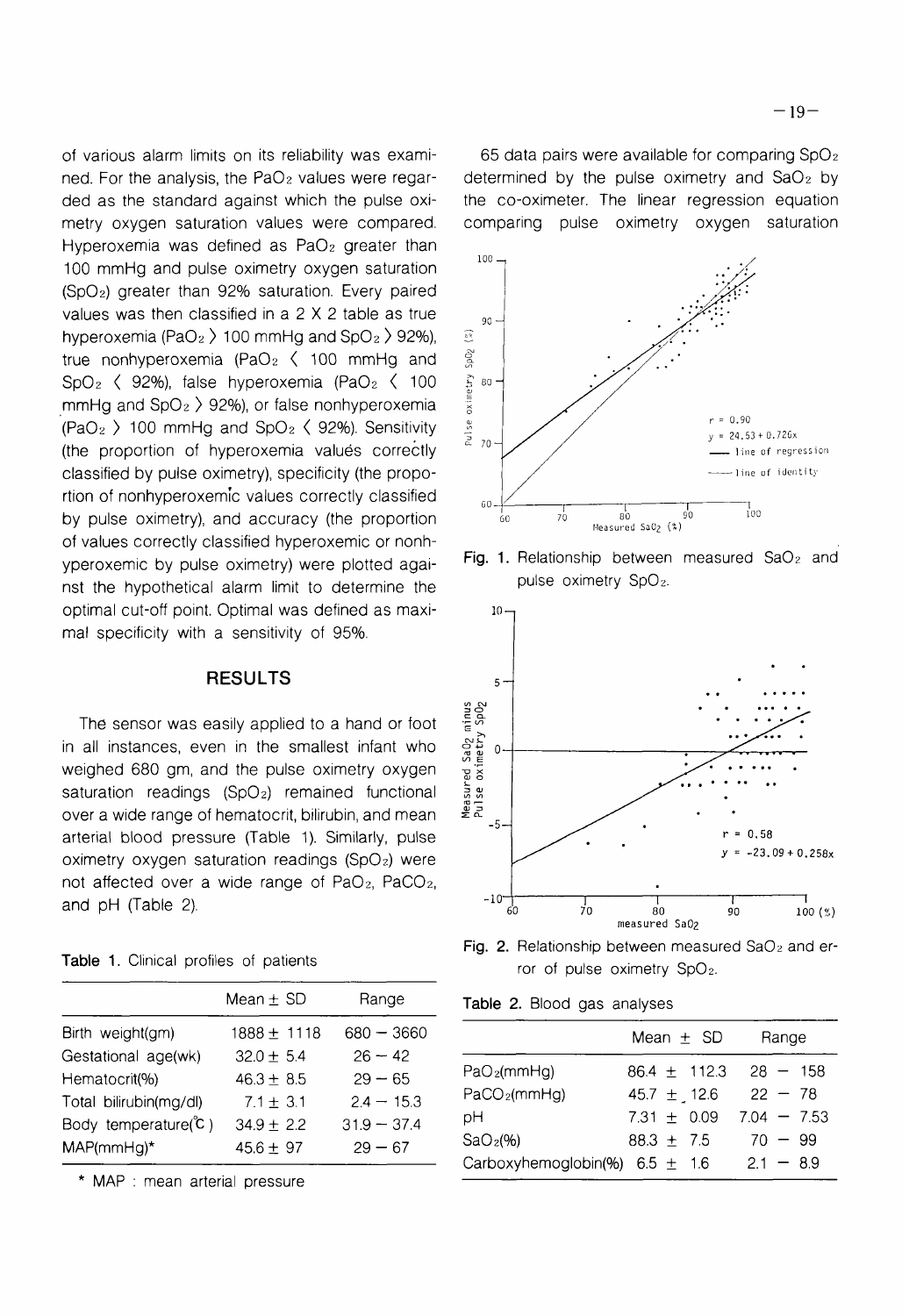of various alarm limits on its reliability was examined. For the analysis, the $PaO_2$ values were regarded as the standard against which the pulse oximetry oxygen saturation values were compared. Hyperoxemia was defined as $PaO_2$ greater than 100 mmHg and pulse oximetry oxygen saturation ($SpO_2$) greater than 92% saturation. Every paired values was then classified in a 2 X 2 table as true hyperoxemia ($PaO_2$ > 100 mmHg and $SpO_2$ > 92%), true nonhyperoxemia ($PaO_2$ < 100 mmHg and $SpO_2$ < 92%), false hyperoxemia ($PaO_2$ < 100 mmHg and $SpO_2$ > 92%), or false nonhyperoxemia ($PaO_2$ > 100 mmHg and $SpO_2$ < 92%). Sensitivity (the proportion of hyperoxemia values correctly classified by pulse oximetry), specificity (the proportion of nonhyperoxemic values correctly classified by pulse oximetry), and accuracy (the proportion of values correctly classified hyperoxemic or nonhyperoxemic by pulse oximetry) were plotted against the hypothetical alarm limit to determine the optimal cut-off point. Optimal was defined as maximal specificity with a sensitivity of 95%.

## RESULTS

The sensor was easily applied to a hand or foot in all instances, even in the smallest infant who weighed 680 gm, and the pulse oximetry oxygen saturation readings ($SpO_2$) remained functional over a wide range of hematocrit, bilirubin, and mean arterial blood pressure (Table 1). Similarly, pulse oximetry oxygen saturation readings ($SpO_2$) were not affected over a wide range of $PaO_2$, $PaCO_2$, and pH (Table 2).

**Table 1.** Clinical profiles of patients

| | Mean ± SD | Range |
|---|---|---|
| Birth weight(gm) | 1888 ± 1118 | 680 − 3660 |
| Gestational age(wk) | 32.0 ± 5.4 | 26 − 42 |
| Hematocrit(%) | 46.3 ± 8.5 | 29 − 65 |
| Total bilirubin(mg/dl) | 7.1 ± 3.1 | 2.4 − 15.3 |
| Body temperature(℃) | 34.9 ± 2.2 | 31.9 − 37.4 |
| MAP(mmHg)* | 45.6 ± 97 | 29 − 67 |

* MAP : mean arterial pressure

65 data pairs were available for comparing $SpO_2$ determined by the pulse oximetry and $SaO_2$ by the co-oximeter. The linear regression equation comparing pulse oximetry oxygen saturation

**Fig. 1.** Relationship between measured $SaO_2$ and pulse oximetry $SpO_2$.

**Fig. 2.** Relationship between measured $SaO_2$ and error of pulse oximetry $SpO_2$.

**Table 2.** Blood gas analyses

| | Mean ± SD | Range |
|---|---|---|
| $PaO_2$(mmHg) | 86.4 ± 112.3 | 28 − 158 |
| $PaCO_2$(mmHg) | 45.7 ± 12.6 | 22 − 78 |
| pH | 7.31 ± 0.09 | 7.04 − 7.53 |
| $SaO_2$(%) | 88.3 ± 7.5 | 70 − 99 |
| Carboxyhemoglobin(%) | 6.5 ± 1.6 | 2.1 − 8.9 |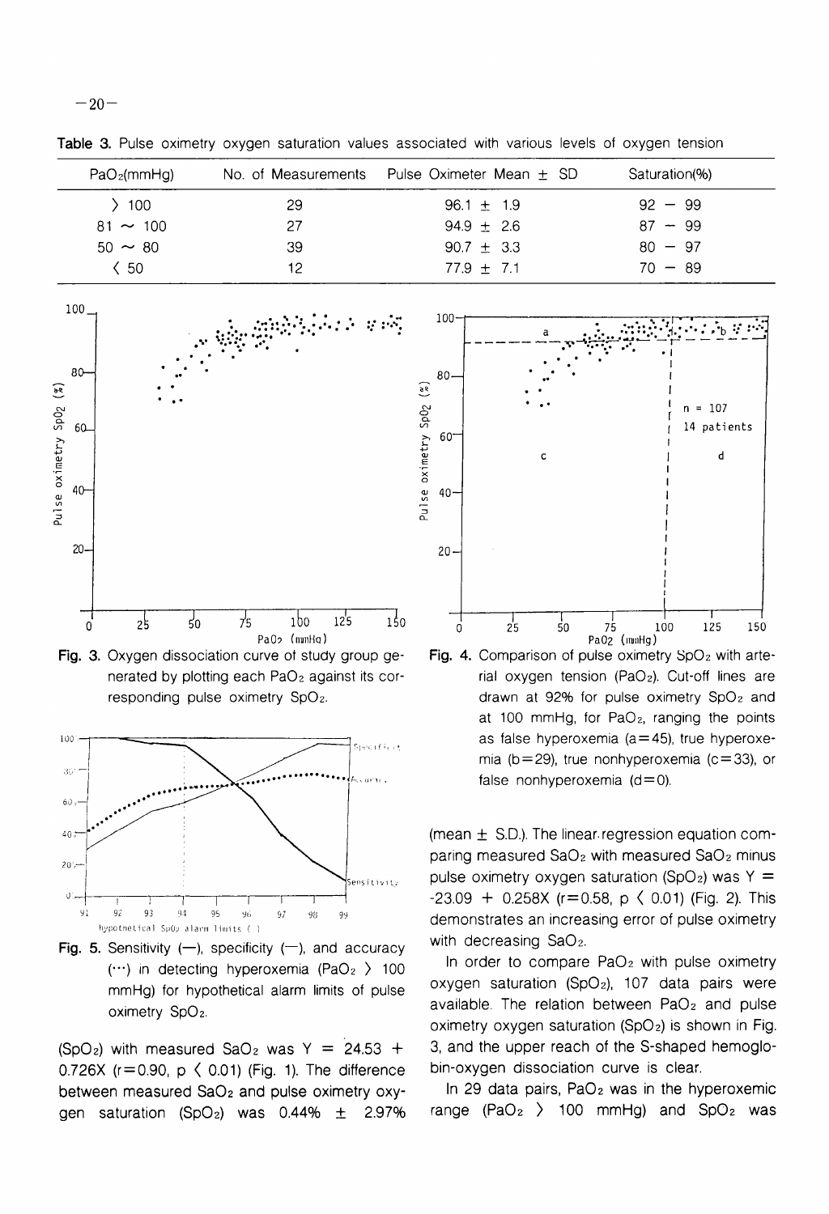**Table 3.** Pulse oximetry oxygen saturation values associated with various levels of oxygen tension

| $PaO_2$(mmHg) | No. of Measurements | Pulse Oximeter Mean ± SD | Saturation(%) |
|---|---|---|---|
| > 100 | 29 | 96.1 ± 1.9 | 92 – 99 |
| 81 ~ 100 | 27 | 94.9 ± 2.6 | 87 – 99 |
| 50 ~ 80 | 39 | 90.7 ± 3.3 | 80 – 97 |
| < 50 | 12 | 77.9 ± 7.1 | 70 – 89 |

**Fig. 3.** Oxygen dissociation curve of study group generated by plotting each $PaO_2$ against its corresponding pulse oximetry $SpO_2$.

**Fig. 4.** Comparison of pulse oximetry $SpO_2$ with arterial oxygen tension ($PaO_2$). Cut-off lines are drawn at 92% for pulse oximetry $SpO_2$ and at 100 mmHg, for $PaO_2$, ranging the points as false hyperoxemia (a=45), true hyperoxemia (b=29), true nonhyperoxemia (c=33), or false nonhyperoxemia (d=0).

**Fig. 5.** Sensitivity (—), specificity (—), and accuracy (···) in detecting hyperoxemia ($PaO_2$ > 100 mmHg) for hypothetical alarm limits of pulse oximetry $SpO_2$.

($SpO_2$) with measured $SaO_2$ was $Y = 24.53 + 0.726X$ ($r=0.90$, $p < 0.01$) (Fig. 1). The difference between measured $SaO_2$ and pulse oximetry oxygen saturation ($SpO_2$) was 0.44% ± 2.97% (mean ± S.D.). The linear regression equation comparing measured $SaO_2$ with measured $SaO_2$ minus pulse oximetry oxygen saturation ($SpO_2$) was $Y = -23.09 + 0.258X$ ($r=0.58$, $p < 0.01$) (Fig. 2). This demonstrates an increasing error of pulse oximetry with decreasing $SaO_2$.

In order to compare $PaO_2$ with pulse oximetry oxygen saturation ($SpO_2$), 107 data pairs were available. The relation between $PaO_2$ and pulse oximetry oxygen saturation ($SpO_2$) is shown in Fig. 3, and the upper reach of the S-shaped hemoglobin-oxygen dissociation curve is clear.

In 29 data pairs, $PaO_2$ was in the hyperoxemic range ($PaO_2$ > 100 mmHg) and $SpO_2$ was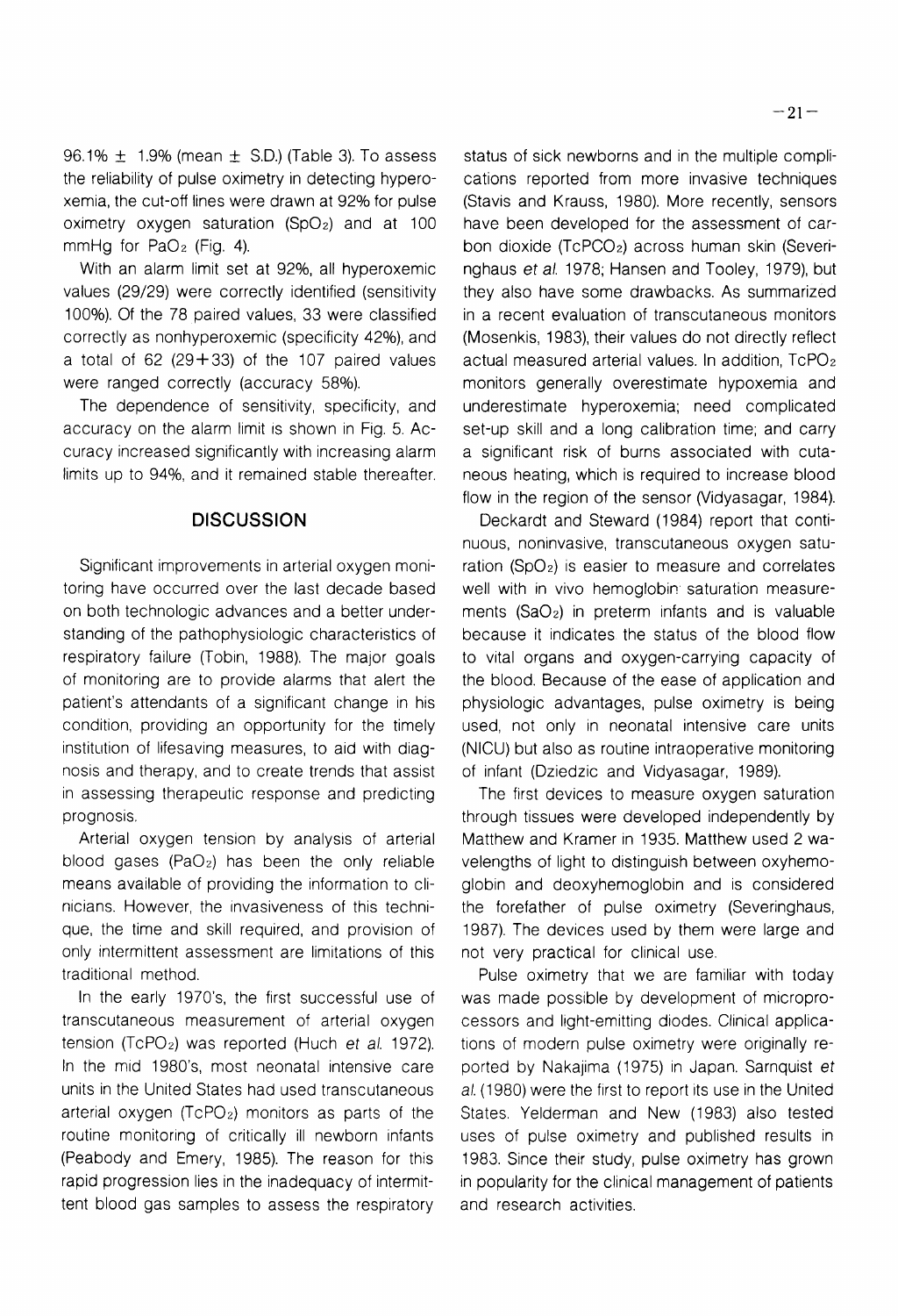96.1% ± 1.9% (mean ± S.D.) (Table 3). To assess the reliability of pulse oximetry in detecting hyperoxemia, the cut-off lines were drawn at 92% for pulse oximetry oxygen saturation ($SpO_2$) and at 100 mmHg for $PaO_2$ (Fig. 4).

With an alarm limit set at 92%, all hyperoxemic values (29/29) were correctly identified (sensitivity 100%). Of the 78 paired values, 33 were classified correctly as nonhyperoxemic (specificity 42%), and a total of 62 (29+33) of the 107 paired values were ranged correctly (accuracy 58%).

The dependence of sensitivity, specificity, and accuracy on the alarm limit is shown in Fig. 5. Accuracy increased significantly with increasing alarm limits up to 94%, and it remained stable thereafter.

## DISCUSSION

Significant improvements in arterial oxygen monitoring have occurred over the last decade based on both technologic advances and a better understanding of the pathophysiologic characteristics of respiratory failure (Tobin, 1988). The major goals of monitoring are to provide alarms that alert the patient's attendants of a significant change in his condition, providing an opportunity for the timely institution of lifesaving measures, to aid with diagnosis and therapy, and to create trends that assist in assessing therapeutic response and predicting prognosis.

Arterial oxygen tension by analysis of arterial blood gases ($PaO_2$) has been the only reliable means available of providing the information to clinicians. However, the invasiveness of this technique, the time and skill required, and provision of only intermittent assessment are limitations of this traditional method.

In the early 1970's, the first successful use of transcutaneous measurement of arterial oxygen tension ($TcPO_2$) was reported (Huch *et al.* 1972). In the mid 1980's, most neonatal intensive care units in the United States had used transcutaneous arterial oxygen ($TcPO_2$) monitors as parts of the routine monitoring of critically ill newborn infants (Peabody and Emery, 1985). The reason for this rapid progression lies in the inadequacy of intermittent blood gas samples to assess the respiratory status of sick newborns and in the multiple complications reported from more invasive techniques (Stavis and Krauss, 1980). More recently, sensors have been developed for the assessment of carbon dioxide ($TcPCO_2$) across human skin (Severinghaus *et al.* 1978; Hansen and Tooley, 1979), but they also have some drawbacks. As summarized in a recent evaluation of transcutaneous monitors (Mosenkis, 1983), their values do not directly reflect actual measured arterial values. In addition, $TcPO_2$ monitors generally overestimate hypoxemia and underestimate hyperoxemia; need complicated set-up skill and a long calibration time; and carry a significant risk of burns associated with cutaneous heating, which is required to increase blood flow in the region of the sensor (Vidyasagar, 1984).

Deckardt and Steward (1984) report that continuous, noninvasive, transcutaneous oxygen saturation ($SpO_2$) is easier to measure and correlates well with in vivo hemoglobin saturation measurements ($SaO_2$) in preterm infants and is valuable because it indicates the status of the blood flow to vital organs and oxygen-carrying capacity of the blood. Because of the ease of application and physiologic advantages, pulse oximetry is being used, not only in neonatal intensive care units (NICU) but also as routine intraoperative monitoring of infant (Dziedzic and Vidyasagar, 1989).

The first devices to measure oxygen saturation through tissues were developed independently by Matthew and Kramer in 1935. Matthew used 2 wavelengths of light to distinguish between oxyhemoglobin and deoxyhemoglobin and is considered the forefather of pulse oximetry (Severinghaus, 1987). The devices used by them were large and not very practical for clinical use.

Pulse oximetry that we are familiar with today was made possible by development of microprocessors and light-emitting diodes. Clinical applications of modern pulse oximetry were originally reported by Nakajima (1975) in Japan. Sarnquist *et al.* (1980) were the first to report its use in the United States. Yelderman and New (1983) also tested uses of pulse oximetry and published results in 1983. Since their study, pulse oximetry has grown in popularity for the clinical management of patients and research activities.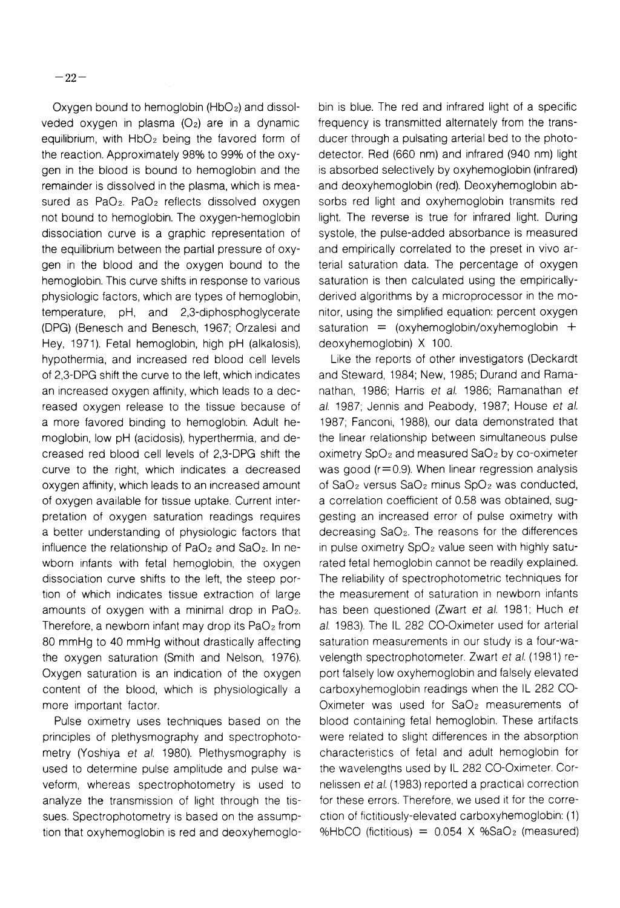Oxygen bound to hemoglobin ($HbO_2$) and dissolveded oxygen in plasma ($O_2$) are in a dynamic equilibrium, with $HbO_2$ being the favored form of the reaction. Approximately 98% to 99% of the oxygen in the blood is bound to hemoglobin and the remainder is dissolved in the plasma, which is measured as $PaO_2$. $PaO_2$ reflects dissolved oxygen not bound to hemoglobin. The oxygen-hemoglobin dissociation curve is a graphic representation of the equilibrium between the partial pressure of oxygen in the blood and the oxygen bound to the hemoglobin. This curve shifts in response to various physiologic factors, which are types of hemoglobin, temperature, pH, and 2,3-diphosphoglycerate (DPG) (Benesch and Benesch, 1967; Orzalesi and Hey, 1971). Fetal hemoglobin, high pH (alkalosis), hypothermia, and increased red blood cell levels of 2,3-DPG shift the curve to the left, which indicates an increased oxygen affinity, which leads to a decreased oxygen release to the tissue because of a more favored binding to hemoglobin. Adult hemoglobin, low pH (acidosis), hyperthermia, and decreased red blood cell levels of 2,3-DPG shift the curve to the right, which indicates a decreased oxygen affinity, which leads to an increased amount of oxygen available for tissue uptake. Current interpretation of oxygen saturation readings requires a better understanding of physiologic factors that influence the relationship of $PaO_2$ and $SaO_2$. In newborn infants with fetal hemoglobin, the oxygen dissociation curve shifts to the left, the steep portion of which indicates tissue extraction of large amounts of oxygen with a minimal drop in $PaO_2$. Therefore, a newborn infant may drop its $PaO_2$ from 80 mmHg to 40 mmHg without drastically affecting the oxygen saturation (Smith and Nelson, 1976). Oxygen saturation is an indication of the oxygen content of the blood, which is physiologically a more important factor.

Pulse oximetry uses techniques based on the principles of plethysmography and spectrophotometry (Yoshiya *et al.* 1980). Plethysmography is used to determine pulse amplitude and pulse waveform, whereas spectrophotometry is used to analyze the transmission of light through the tissues. Spectrophotometry is based on the assumption that oxyhemoglobin is red and deoxyhemoglobin is blue. The red and infrared light of a specific frequency is transmitted alternately from the transducer through a pulsating arterial bed to the photodetector. Red (660 nm) and infrared (940 nm) light is absorbed selectively by oxyhemoglobin (infrared) and deoxyhemoglobin (red). Deoxyhemoglobin absorbs red light and oxyhemoglobin transmits red light. The reverse is true for infrared light. During systole, the pulse-added absorbance is measured and empirically correlated to the preset in vivo arterial saturation data. The percentage of oxygen saturation is then calculated using the empirically-derived algorithms by a microprocessor in the monitor, using the simplified equation: percent oxygen saturation = (oxyhemoglobin/oxyhemoglobin + deoxyhemoglobin) X 100.

Like the reports of other investigators (Deckardt and Steward, 1984; New, 1985; Durand and Ramanathan, 1986; Harris *et al.* 1986; Ramanathan *et al.* 1987; Jennis and Peabody, 1987; House *et al.* 1987; Fanconi, 1988), our data demonstrated that the linear relationship between simultaneous pulse oximetry $SpO_2$ and measured $SaO_2$ by co-oximeter was good ($r=0.9$). When linear regression analysis of $SaO_2$ versus $SaO_2$ minus $SpO_2$ was conducted, a correlation coefficient of 0.58 was obtained, suggesting an increased error of pulse oximetry with decreasing $SaO_2$. The reasons for the differences in pulse oximetry $SpO_2$ value seen with highly saturated fetal hemoglobin cannot be readily explained. The reliability of spectrophotometric techniques for the measurement of saturation in newborn infants has been questioned (Zwart *et al.* 1981; Huch *et al.* 1983). The IL 282 CO-Oximeter used for arterial saturation measurements in our study is a four-wavelength spectrophotometer. Zwart *et al.* (1981) report falsely low oxyhemoglobin and falsely elevated carboxyhemoglobin readings when the IL 282 CO-Oximeter was used for $SaO_2$ measurements of blood containing fetal hemoglobin. These artifacts were related to slight differences in the absorption characteristics of fetal and adult hemoglobin for the wavelengths used by IL 282 CO-Oximeter. Cornelissen *et al.* (1983) reported a practical correction for these errors. Therefore, we used it for the correction of fictitiously-elevated carboxyhemoglobin: (1) %HbCO (fictitious) = 0.054 X $\%SaO_2$ (measured)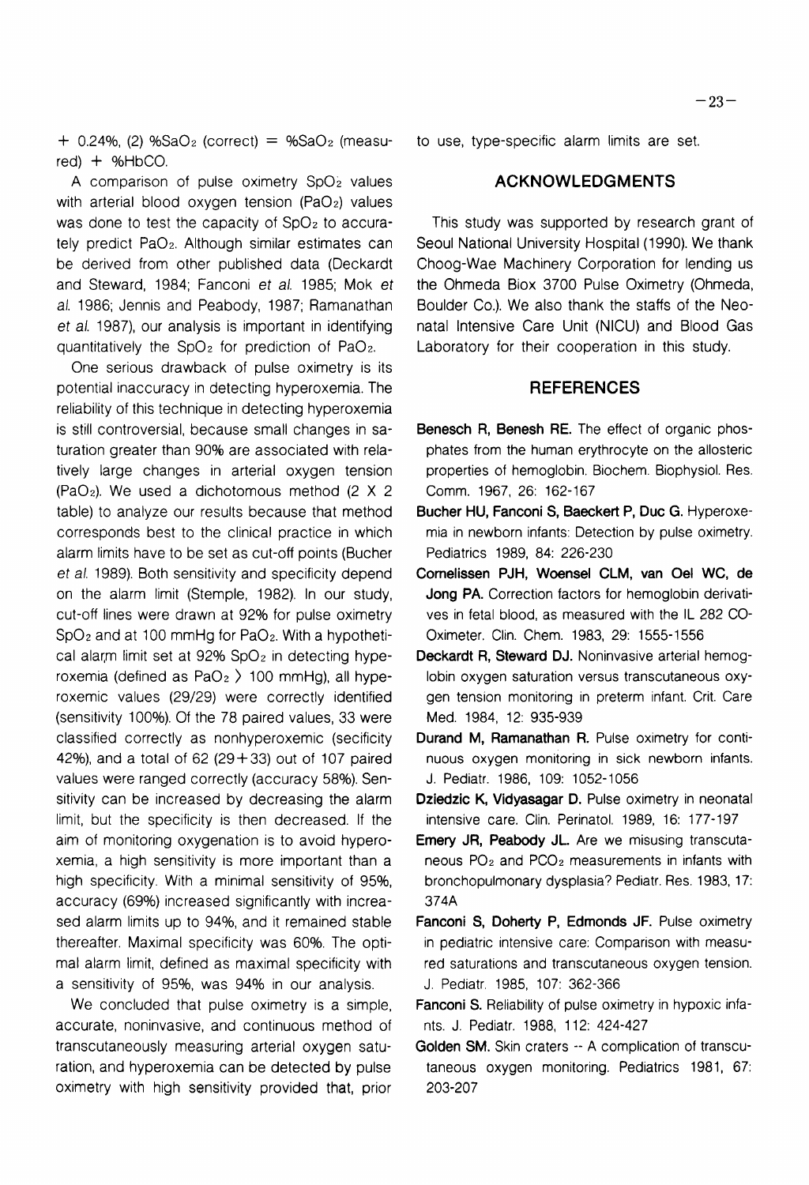+ 0.24%, (2) %$SaO_2$ (correct) = %$SaO_2$ (measured) + %HbCO.

A comparison of pulse oximetry $SpO_2$ values with arterial blood oxygen tension ($PaO_2$) values was done to test the capacity of $SpO_2$ to accurately predict $PaO_2$. Although similar estimates can be derived from other published data (Deckardt and Steward, 1984; Fanconi *et al.* 1985; Mok *et al.* 1986; Jennis and Peabody, 1987; Ramanathan *et al.* 1987), our analysis is important in identifying quantitatively the $SpO_2$ for prediction of $PaO_2$.

One serious drawback of pulse oximetry is its potential inaccuracy in detecting hyperoxemia. The reliability of this technique in detecting hyperoxemia is still controversial, because small changes in saturation greater than 90% are associated with relatively large changes in arterial oxygen tension ($PaO_2$). We used a dichotomous method (2 X 2 table) to analyze our results because that method corresponds best to the clinical practice in which alarm limits have to be set as cut-off points (Bucher *et al.* 1989). Both sensitivity and specificity depend on the alarm limit (Stemple, 1982). In our study, cut-off lines were drawn at 92% for pulse oximetry $SpO_2$ and at 100 mmHg for $PaO_2$. With a hypothetical alarm limit set at 92% $SpO_2$ in detecting hyperoxemia (defined as $PaO_2 > 100$ mmHg), all hyperoxemic values (29/29) were correctly identified (sensitivity 100%). Of the 78 paired values, 33 were classified correctly as nonhyperoxemic (secificity 42%), and a total of 62 (29+33) out of 107 paired values were ranged correctly (accuracy 58%). Sensitivity can be increased by decreasing the alarm limit, but the specificity is then decreased. If the aim of monitoring oxygenation is to avoid hyperoxemia, a high sensitivity is more important than a high specificity. With a minimal sensitivity of 95%, accuracy (69%) increased significantly with increased alarm limits up to 94%, and it remained stable thereafter. Maximal specificity was 60%. The optimal alarm limit, defined as maximal specificity with a sensitivity of 95%, was 94% in our analysis.

We concluded that pulse oximetry is a simple, accurate, noninvasive, and continuous method of transcutaneously measuring arterial oxygen saturation, and hyperoxemia can be detected by pulse oximetry with high sensitivity provided that, prior to use, type-specific alarm limits are set.

## ACKNOWLEDGMENTS

This study was supported by research grant of Seoul National University Hospital (1990). We thank Choog-Wae Machinery Corporation for lending us the Ohmeda Biox 3700 Pulse Oximetry (Ohmeda, Boulder Co.). We also thank the staffs of the Neonatal Intensive Care Unit (NICU) and Blood Gas Laboratory for their cooperation in this study.

## REFERENCES

**Benesch R, Benesh RE.** The effect of organic phosphates from the human erythrocyte on the allosteric properties of hemoglobin. Biochem. Biophysiol. Res. Comm. 1967, 26: 162-167

**Bucher HU, Fanconi S, Baeckert P, Duc G.** Hyperoxemia in newborn infants: Detection by pulse oximetry. Pediatrics 1989, 84: 226-230

**Cornelissen PJH, Woensel CLM, van Oel WC, de Jong PA.** Correction factors for hemoglobin derivatives in fetal blood, as measured with the IL 282 CO-Oximeter. Clin. Chem. 1983, 29: 1555-1556

**Deckardt R, Steward DJ.** Noninvasive arterial hemoglobin oxygen saturation versus transcutaneous oxygen tension monitoring in preterm infant. Crit. Care Med. 1984, 12: 935-939

**Durand M, Ramanathan R.** Pulse oximetry for continuous oxygen monitoring in sick newborn infants. J. Pediatr. 1986, 109: 1052-1056

**Dziedzic K, Vidyasagar D.** Pulse oximetry in neonatal intensive care. Clin. Perinatol. 1989, 16: 177-197

**Emery JR, Peabody JL.** Are we misusing transcutaneous $PO_2$ and $PCO_2$ measurements in infants with bronchopulmonary dysplasia? Pediatr. Res. 1983, 17: 374A

**Fanconi S, Doherty P, Edmonds JF.** Pulse oximetry in pediatric intensive care: Comparison with measured saturations and transcutaneous oxygen tension. J. Pediatr. 1985, 107: 362-366

**Fanconi S.** Reliability of pulse oximetry in hypoxic infants. J. Pediatr. 1988, 112: 424-427

**Golden SM.** Skin craters -- A complication of transcutaneous oxygen monitoring. Pediatrics 1981, 67: 203-207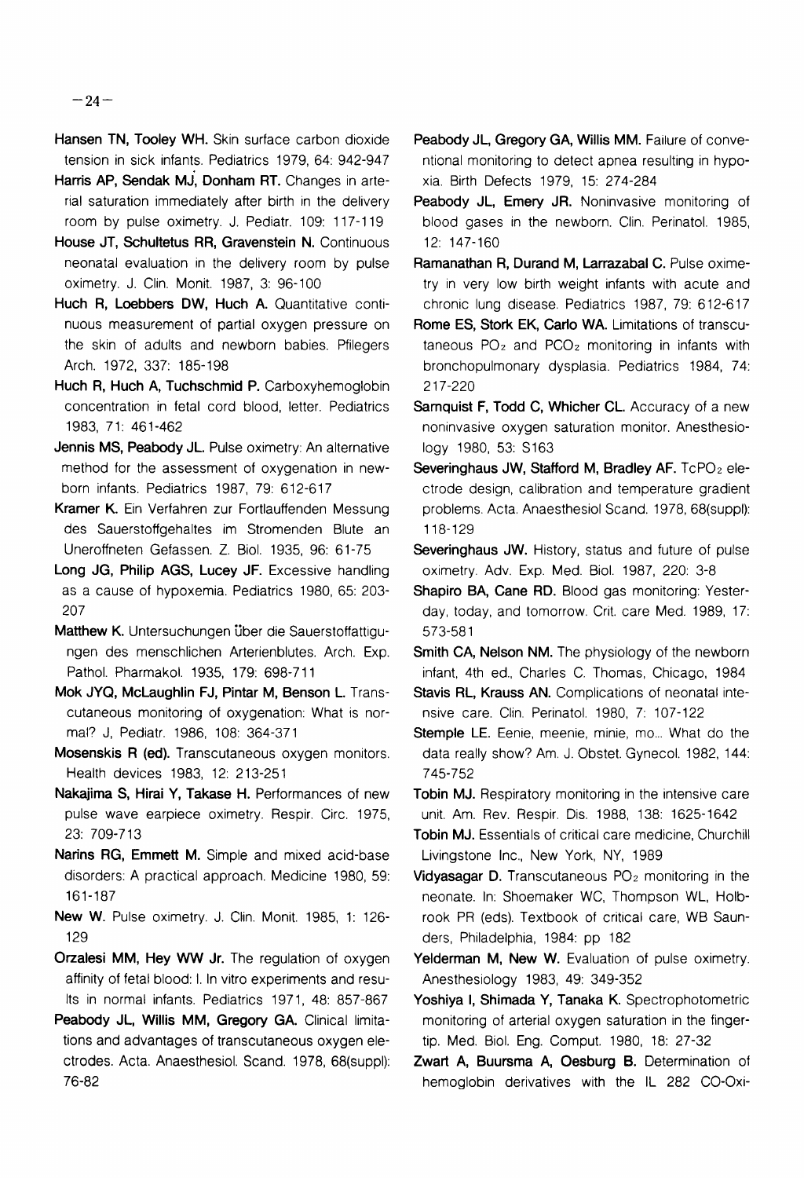**Hansen TN, Tooley WH.** Skin surface carbon dioxide tension in sick infants. Pediatrics 1979, 64: 942-947

**Harris AP, Sendak MJ, Donham RT.** Changes in arterial saturation immediately after birth in the delivery room by pulse oximetry. J. Pediatr. 109: 117-119

**House JT, Schultetus RR, Gravenstein N.** Continuous neonatal evaluation in the delivery room by pulse oximetry. J. Clin. Monit. 1987, 3: 96-100

**Huch R, Loebbers DW, Huch A.** Quantitative continuous measurement of partial oxygen pressure on the skin of adults and newborn babies. Pfilegers Arch. 1972, 337: 185-198

**Huch R, Huch A, Tuchschmid P.** Carboxyhemoglobin concentration in fetal cord blood, letter. Pediatrics 1983, 71: 461-462

**Jennis MS, Peabody JL.** Pulse oximetry: An alternative method for the assessment of oxygenation in newborn infants. Pediatrics 1987, 79: 612-617

**Kramer K.** Ein Verfahren zur Fortlauffenden Messung des Sauerstoffgehaltes im Stromenden Blute an Uneroffneten Gefassen. Z. Biol. 1935, 96: 61-75

**Long JG, Philip AGS, Lucey JF.** Excessive handling as a cause of hypoxemia. Pediatrics 1980, 65: 203-207

**Matthew K.** Untersuchungen über die Sauerstoffattigungen des menschlichen Arterienblutes. Arch. Exp. Pathol. Pharmakol. 1935, 179: 698-711

**Mok JYQ, McLaughlin FJ, Pintar M, Benson L.** Transcutaneous monitoring of oxygenation: What is normal? J, Pediatr. 1986, 108: 364-371

**Mosenskis R (ed).** Transcutaneous oxygen monitors. Health devices 1983, 12: 213-251

**Nakajima S, Hirai Y, Takase H.** Performances of new pulse wave earpiece oximetry. Respir. Circ. 1975, 23: 709-713

**Narins RG, Emmett M.** Simple and mixed acid-base disorders: A practical approach. Medicine 1980, 59: 161-187

**New W.** Pulse oximetry. J. Clin. Monit. 1985, 1: 126-129

**Orzalesi MM, Hey WW Jr.** The regulation of oxygen affinity of fetal blood: I. In vitro experiments and results in normal infants. Pediatrics 1971, 48: 857-867

**Peabody JL, Willis MM, Gregory GA.** Clinical limitations and advantages of transcutaneous oxygen electrodes. Acta. Anaesthesiol. Scand. 1978, 68(suppl): 76-82

**Peabody JL, Gregory GA, Willis MM.** Failure of conventional monitoring to detect apnea resulting in hypoxia. Birth Defects 1979, 15: 274-284

**Peabody JL, Emery JR.** Noninvasive monitoring of blood gases in the newborn. Clin. Perinatol. 1985, 12: 147-160

**Ramanathan R, Durand M, Larrazabal C.** Pulse oximetry in very low birth weight infants with acute and chronic lung disease. Pediatrics 1987, 79: 612-617

**Rome ES, Stork EK, Carlo WA.** Limitations of transcutaneous $PO_2$ and $PCO_2$ monitoring in infants with bronchopulmonary dysplasia. Pediatrics 1984, 74: 217-220

**Sarnquist F, Todd C, Whicher CL.** Accuracy of a new noninvasive oxygen saturation monitor. Anesthesiology 1980, 53: S163

**Severinghaus JW, Stafford M, Bradley AF.** $TcPO_2$ electrode design, calibration and temperature gradient problems. Acta. Anaesthesiol Scand. 1978, 68(suppl): 118-129

**Severinghaus JW.** History, status and future of pulse oximetry. Adv. Exp. Med. Biol. 1987, 220: 3-8

**Shapiro BA, Cane RD.** Blood gas monitoring: Yesterday, today, and tomorrow. Crit. care Med. 1989, 17: 573-581

**Smith CA, Nelson NM.** The physiology of the newborn infant, 4th ed., Charles C. Thomas, Chicago, 1984

**Stavis RL, Krauss AN.** Complications of neonatal intensive care. Clin. Perinatol. 1980, 7: 107-122

**Stemple LE.** Eenie, meenie, minie, mo... What do the data really show? Am. J. Obstet. Gynecol. 1982, 144: 745-752

**Tobin MJ.** Respiratory monitoring in the intensive care unit. Am. Rev. Respir. Dis. 1988, 138: 1625-1642

**Tobin MJ.** Essentials of critical care medicine, Churchill Livingstone Inc., New York, NY, 1989

**Vidyasagar D.** Transcutaneous $PO_2$ monitoring in the neonate. In: Shoemaker WC, Thompson WL, Holbrook PR (eds). Textbook of critical care, WB Saunders, Philadelphia, 1984: pp 182

**Yelderman M, New W.** Evaluation of pulse oximetry. Anesthesiology 1983, 49: 349-352

**Yoshiya I, Shimada Y, Tanaka K.** Spectrophotometric monitoring of arterial oxygen saturation in the fingertip. Med. Biol. Eng. Comput. 1980, 18: 27-32

**Zwart A, Buursma A, Oesburg B.** Determination of hemoglobin derivatives with the IL 282 CO-Oxi-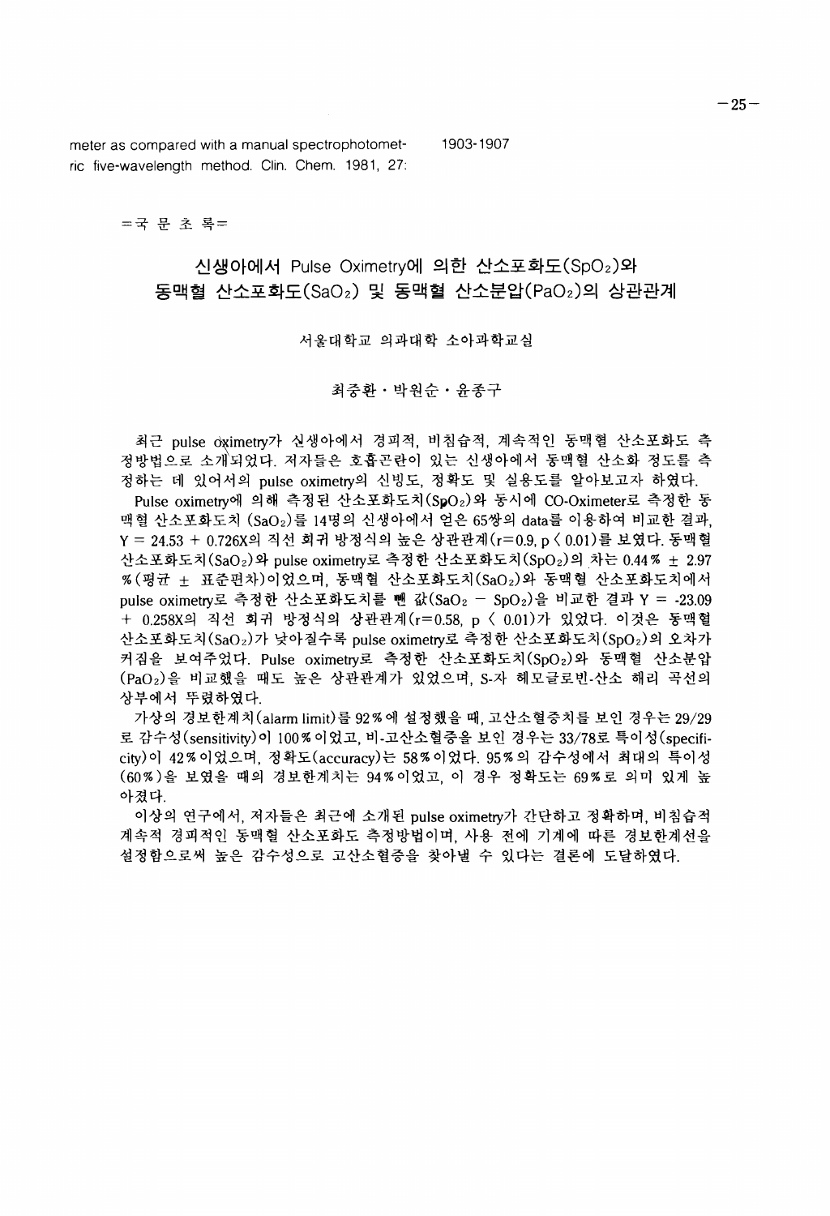meter as compared with a manual spectrophotometric five-wavelength method. Clin. Chem. 1981, 27: 1903-1907

=국 문 초 록=

# 신생아에서 Pulse Oximetry에 의한 산소포화도($SpO_2$)와 동맥혈 산소포화도($SaO_2$) 및 동맥혈 산소분압($PaO_2$)의 상관관계

서울대학교 의과대학 소아과학교실

최중환 · 박원순 · 윤종구

최근 pulse oximetry가 신생아에서 경피적, 비침습적, 계속적인 동맥혈 산소포화도 측정방법으로 소개되었다. 저자들은 호흡곤란이 있는 신생아에서 동맥혈 산소화 정도를 측정하는 데 있어서의 pulse oximetry의 신빙도, 정확도 및 실용도를 알아보고자 하였다.

Pulse oximetry에 의해 측정된 산소포화도치($SpO_2$)와 동시에 CO-Oximeter로 측정한 동맥혈 산소포화도치 ($SaO_2$)를 14명의 신생아에서 얻은 65쌍의 data를 이용하여 비교한 결과, $Y = 24.53 + 0.726X$의 직선 회귀 방정식의 높은 상관관계($r=0.9$, $p < 0.01$)를 보였다. 동맥혈 산소포화도치($SaO_2$)와 pulse oximetry로 측정한 산소포화도치($SpO_2$)의 차는 0.44% ± 2.97%(평균 ± 표준편차)이었으며, 동맥혈 산소포화도치($SaO_2$)와 동맥혈 산소포화도치에서 pulse oximetry로 측정한 산소포화도치를 뺀 값($SaO_2 - SpO_2$)을 비교한 결과 $Y = -23.09 + 0.258X$의 직선 회귀 방정식의 상관관계($r=0.58$, $p < 0.01$)가 있었다. 이것은 동맥혈 산소포화도치($SaO_2$)가 낮아질수록 pulse oximetry로 측정한 산소포화도치($SpO_2$)의 오차가 커짐을 보여주었다. Pulse oximetry로 측정한 산소포화도치($SpO_2$)와 동맥혈 산소분압($PaO_2$)을 비교했을 때도 높은 상관관계가 있었으며, S-자 헤모글로빈-산소 해리 곡선의 상부에서 뚜렷하였다.

가상의 경보한계치(alarm limit)를 92%에 설정했을 때, 고산소혈증치를 보인 경우는 29/29로 감수성(sensitivity)이 100%이었고, 비-고산소혈증을 보인 경우는 33/78로 특이성(specificity)이 42%이었으며, 정확도(accuracy)는 58%이었다. 95%의 감수성에서 최대의 특이성(60%)을 보였을 때의 경보한계치는 94%이었고, 이 경우 정확도는 69%로 의미 있게 높아졌다.

이상의 연구에서, 저자들은 최근에 소개된 pulse oximetry가 간단하고 정확하며, 비침습적 계속적 경피적인 동맥혈 산소포화도 측정방법이며, 사용 전에 기계에 따른 경보한계선을 설정함으로써 높은 감수성으로 고산소혈증을 찾아낼 수 있다는 결론에 도달하였다.